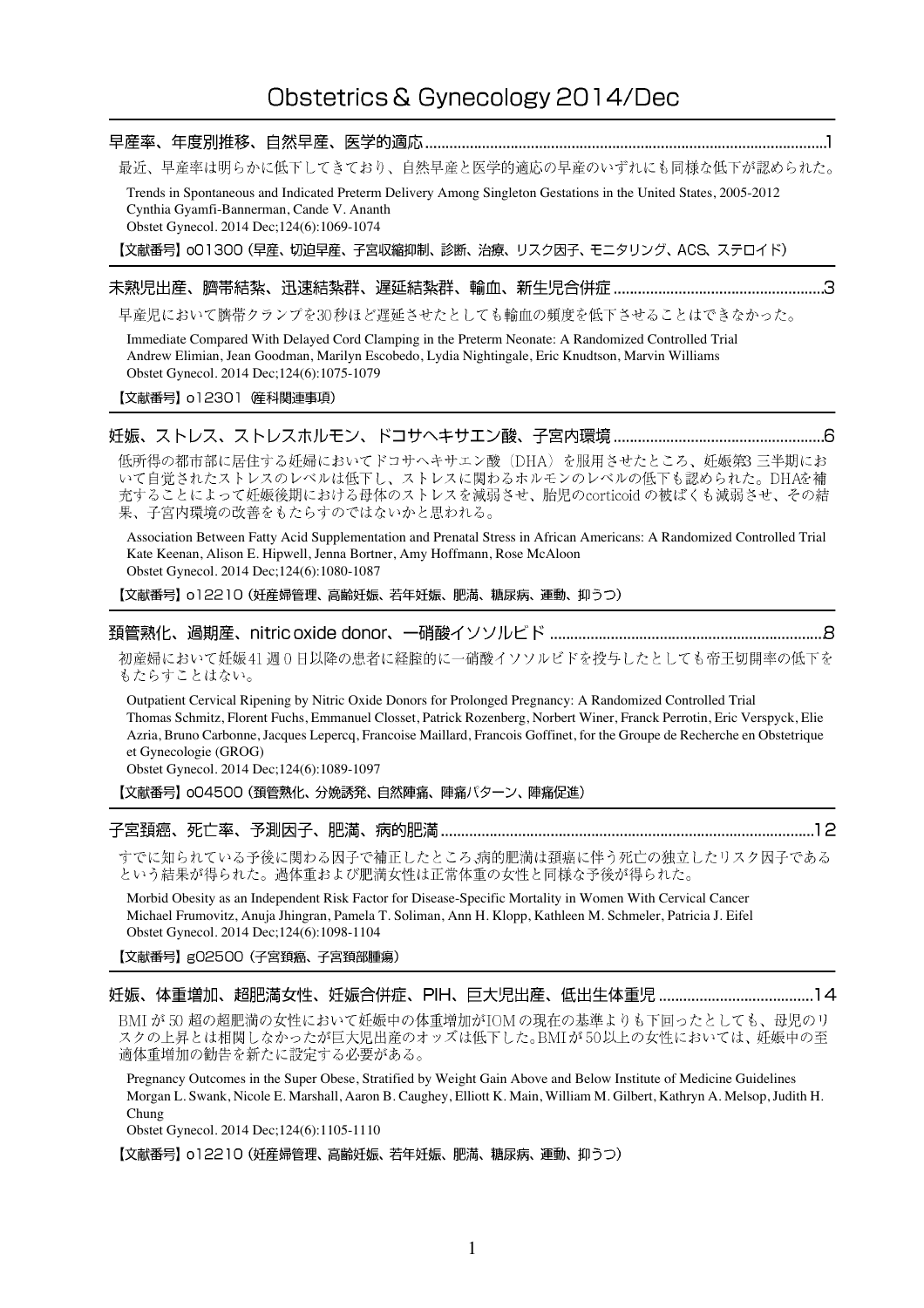# Obstetrics & Gynecology 2014/Dec

## 早産率、年度別推移、自然早産、医学的適応 ........1

最近、早産率は明らかに低下してきており、自然早産と医学的適応の早産のいずれにも同様な低下が認められた。

Trends in Spontaneous and Indicated Preterm Delivery Among Singleton Gestations in the United States, 2005-2012
Cynthia Gyamfi-Bannerman, Cande V. Ananth
Obstet Gynecol. 2014 Dec;124(6):1069-1074

【文献番号】o01300（早産、切迫早産、子宮収縮抑制、診断、治療、リスク因子、モニタリング、ACS、ステロイド）

## 未熟児出産、臍帯結紮、迅速結紮群、遅延結紮群、輸血、新生児合併症 ........3

早産児において臍帯クランプを30秒ほど遅延させたとしても輸血の頻度を低下させることはできなかった。

Immediate Compared With Delayed Cord Clamping in the Preterm Neonate: A Randomized Controlled Trial
Andrew Elimian, Jean Goodman, Marilyn Escobedo, Lydia Nightingale, Eric Knudtson, Marvin Williams
Obstet Gynecol. 2014 Dec;124(6):1075-1079

【文献番号】o12301（産科関連事項）

## 妊娠、ストレス、ストレスホルモン、ドコサヘキサエン酸、子宮内環境 ........6

低所得の都市部に居住する妊婦においてドコサヘキサエン酸（DHA）を服用させたところ、妊娠第3三半期において自覚されたストレスのレベルは低下し、ストレスに関わるホルモンのレベルの低下も認められた。DHAを補充することによって妊娠後期における母体のストレスを減弱させ、胎児のcorticoidの被ばくも減弱させ、その結果、子宮内環境の改善をもたらすのではないかと思われる。

Association Between Fatty Acid Supplementation and Prenatal Stress in African Americans: A Randomized Controlled Trial
Kate Keenan, Alison E. Hipwell, Jenna Bortner, Amy Hoffmann, Rose McAloon
Obstet Gynecol. 2014 Dec;124(6):1080-1087

【文献番号】o12210（妊産婦管理、高齢妊娠、若年妊娠、肥満、糖尿病、運動、抑うつ）

## 頚管熟化、過期産、nitric oxide donor、一硝酸イソソルビド ........8

初産婦において妊娠41週0日以降の患者に経腟的に一硝酸イソソルビドを投与したとしても帝王切開率の低下をもたらすことはない。

Outpatient Cervical Ripening by Nitric Oxide Donors for Prolonged Pregnancy: A Randomized Controlled Trial
Thomas Schmitz, Florent Fuchs, Emmanuel Closset, Patrick Rozenberg, Norbert Winer, Franck Perrotin, Eric Verspyck, Elie Azria, Bruno Carbonne, Jacques Lepercq, Francoise Maillard, Francois Goffinet, for the Groupe de Recherche en Obstetrique et Gynecologie (GROG)
Obstet Gynecol. 2014 Dec;124(6):1089-1097

【文献番号】o04500（頚管熟化、分娩誘発、自然陣痛、陣痛パターン、陣痛促進）

## 子宮頚癌、死亡率、予測因子、肥満、病的肥満 ........12

すでに知られている予後に関わる因子で補正したところ,病的肥満は頚癌に伴う死亡の独立したリスク因子であるという結果が得られた。過体重および肥満女性は正常体重の女性と同様な予後が得られた。

Morbid Obesity as an Independent Risk Factor for Disease-Specific Mortality in Women With Cervical Cancer
Michael Frumovitz, Anuja Jhingran, Pamela T. Soliman, Ann H. Klopp, Kathleen M. Schmeler, Patricia J. Eifel
Obstet Gynecol. 2014 Dec;124(6):1098-1104

【文献番号】g02500（子宮頚癌、子宮頚部腫瘍）

## 妊娠、体重増加、超肥満女性、妊娠合併症、PIH、巨大児出産、低出生体重児 ........14

BMIが50超の超肥満の女性において妊娠中の体重増加がIOMの現在の基準よりも下回ったとしても、母児のリスクの上昇とは相関しなかったが巨大児出産のオッズは低下した。BMIが50以上の女性においては、妊娠中の至適体重増加の勧告を新たに設定する必要がある。

Pregnancy Outcomes in the Super Obese, Stratified by Weight Gain Above and Below Institute of Medicine Guidelines
Morgan L. Swank, Nicole E. Marshall, Aaron B. Caughey, Elliott K. Main, William M. Gilbert, Kathryn A. Melsop, Judith H. Chung
Obstet Gynecol. 2014 Dec;124(6):1105-1110

【文献番号】o12210（妊産婦管理、高齢妊娠、若年妊娠、肥満、糖尿病、運動、抑うつ）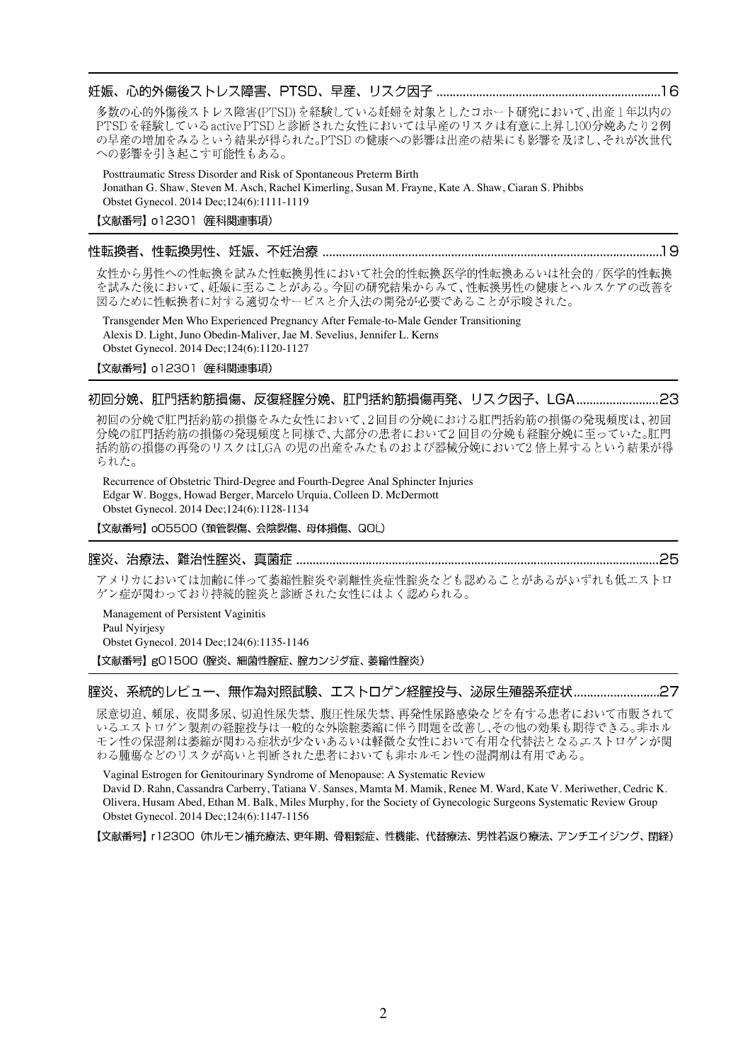## 妊娠、心的外傷後ストレス障害、PTSD、早産、リスク因子 ..................................................................16

多数の心的外傷後ストレス障害(PTSD) を経験している妊婦を対象としたコホート研究において、出産1年以内のPTSDを経験しているactive PTSDと診断された女性においては早産のリスクは有意に上昇し100分娩あたり2例の早産の増加をみるという結果が得られた。PTSDの健康への影響は出産の結果にも影響を及ぼし、それが次世代への影響を引き起こす可能性もある。

Posttraumatic Stress Disorder and Risk of Spontaneous Preterm Birth
Jonathan G. Shaw, Steven M. Asch, Rachel Kimerling, Susan M. Frayne, Kate A. Shaw, Ciaran S. Phibbs
Obstet Gynecol. 2014 Dec;124(6):1111-1119

【文献番号】o12301 (産科関連事項)

## 性転換者、性転換男性、妊娠、不妊治療 ....................................................................................................19

女性から男性への性転換を試みた性転換男性において社会的性転換医学的性転換あるいは社会的/医学的性転換を試みた後において、妊娠に至ることがある。今回の研究結果からみて、性転換男性の健康とヘルスケアの改善を図るために性転換者に対する適切なサービスと介入法の開発が必要であることが示唆された。

Transgender Men Who Experienced Pregnancy After Female-to-Male Gender Transitioning
Alexis D. Light, Juno Obedin-Maliver, Jae M. Sevelius, Jennifer L. Kerns
Obstet Gynecol. 2014 Dec;124(6):1120-1127

【文献番号】o12301 (産科関連事項)

## 初回分娩、肛門括約筋損傷、反復経膣分娩、肛門括約筋損傷再発、リスク因子、LGA.........................23

初回の分娩で肛門括約筋の損傷をみた女性において、2回目の分娩における肛門括約筋の損傷の発現頻度は、初回分娩の肛門括約筋の損傷の発現頻度と同様で、大部分の患者において2回目の分娩も経膣分娩に至っていた。肛門括約筋の損傷の再発のリスクはLGAの児の出産をみたものおよび器械分娩において2倍上昇するという結果が得られた。

Recurrence of Obstetric Third-Degree and Fourth-Degree Anal Sphincter Injuries
Edgar W. Boggs, Howad Berger, Marcelo Urquia, Colleen D. McDermott
Obstet Gynecol. 2014 Dec;124(6):1128-1134

【文献番号】o05500 (頚管裂傷、会陰裂傷、母体損傷、QOL)

## 膣炎、治療法、難治性膣炎、真菌症 ...........................................................................................................25

アメリカにおいては加齢に伴って萎縮性膣炎や剥離性炎症性膣炎なども認めることがあるがいずれも低エストロゲン症が関わっており持続的膣炎と診断された女性にはよく認められる。

Management of Persistent Vaginitis
Paul Nyirjesy
Obstet Gynecol. 2014 Dec;124(6):1135-1146

【文献番号】g01500 (膣炎、細菌性膣症、膣カンジダ症、萎縮性膣炎)

## 膣炎、系統的レビュー、無作為対照試験、エストロゲン経膣投与、泌尿生殖器系症状..........................27

尿意切迫、頻尿、夜間多尿、切迫性尿失禁、腹圧性尿失禁、再発性尿路感染などを有する患者において市販されているエストロゲン製剤の経膣投与は一般的な外陰膣萎縮に伴う問題を改善し、その他の効果も期待できる。非ホルモン性の保湿剤は萎縮が関わる症状が少ないあるいは軽微な女性において有用な代替法となる。エストロゲンが関わる腫瘍などのリスクが高いと判断された患者においても非ホルモン性の湿潤剤は有用である。

Vaginal Estrogen for Genitourinary Syndrome of Menopause: A Systematic Review
David D. Rahn, Cassandra Carberry, Tatiana V. Sanses, Mamta M. Mamik, Renee M. Ward, Kate V. Meriwether, Cedric K. Olivera, Husam Abed, Ethan M. Balk, Miles Murphy, for the Society of Gynecologic Surgeons Systematic Review Group
Obstet Gynecol. 2014 Dec;124(6):1147-1156

【文献番号】r12300 (ホルモン補充療法、更年期、骨粗鬆症、性機能、代替療法、男性若返り療法、アンチエイジング、閉経)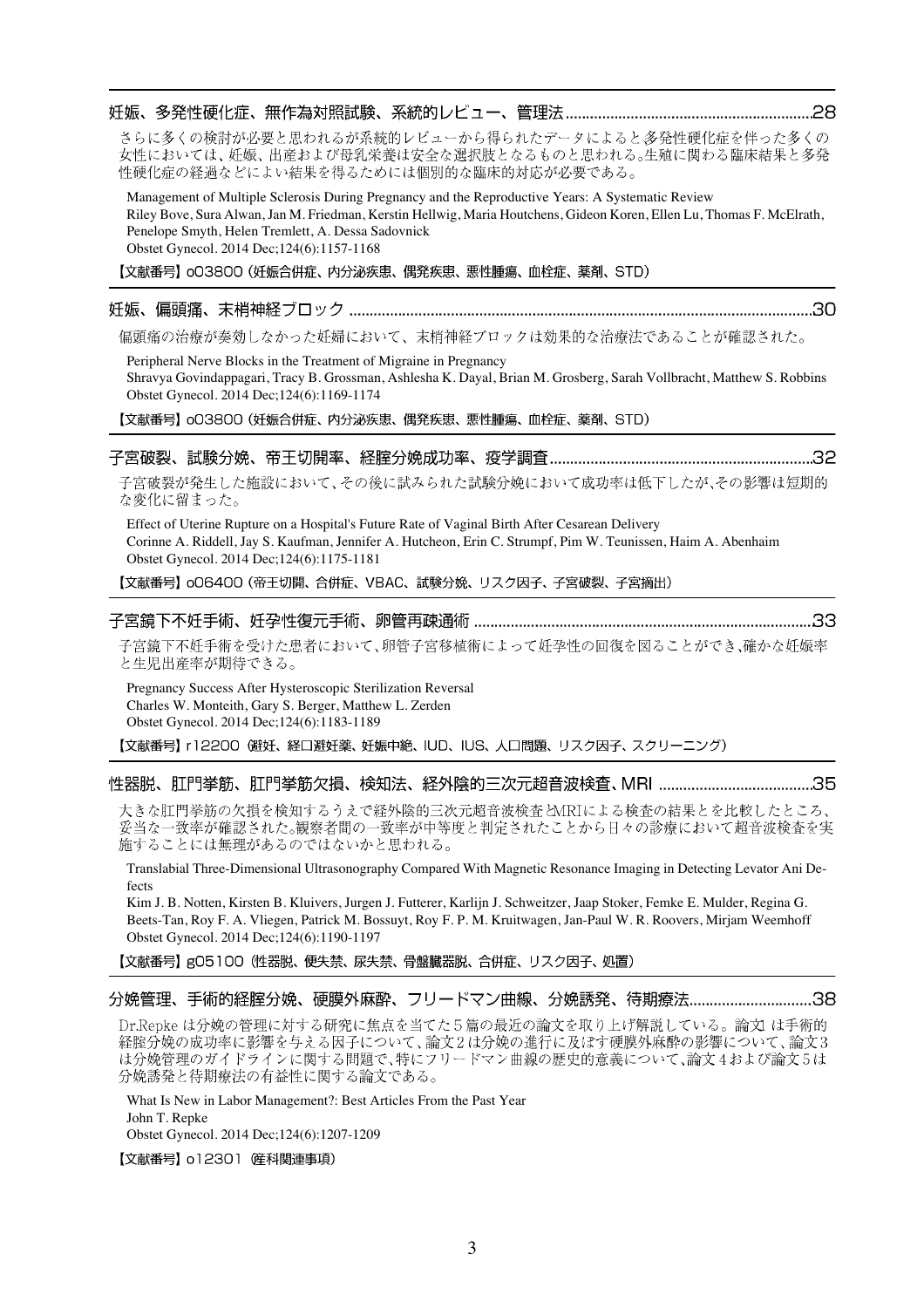## 妊娠、多発性硬化症、無作為対照試験、系統的レビュー、管理法 ............................................................28

さらに多くの検討が必要と思われるが系統的レビューから得られたデータによると多発性硬化症を伴った多くの女性においては、妊娠、出産および母乳栄養は安全な選択肢となるものと思われる。生殖に関わる臨床結果と多発性硬化症の経過などによい結果を得るためには個別的な臨床的対応が必要である。

Management of Multiple Sclerosis During Pregnancy and the Reproductive Years: A Systematic Review
Riley Bove, Sura Alwan, Jan M. Friedman, Kerstin Hellwig, Maria Houtchens, Gideon Koren, Ellen Lu, Thomas F. McElrath, Penelope Smyth, Helen Tremlett, A. Dessa Sadovnick
Obstet Gynecol. 2014 Dec;124(6):1157-1168

【文献番号】o03800（妊娠合併症、内分泌疾患、偶発疾患、悪性腫瘍、血栓症、薬剤、STD）

## 妊娠、偏頭痛、末梢神経ブロック ...............................................................................................................30

偏頭痛の治療が奏効しなかった妊婦において、末梢神経ブロックは効果的な治療法であることが確認された。

Peripheral Nerve Blocks in the Treatment of Migraine in Pregnancy
Shravya Govindappagari, Tracy B. Grossman, Ashlesha K. Dayal, Brian M. Grosberg, Sarah Vollbracht, Matthew S. Robbins
Obstet Gynecol. 2014 Dec;124(6):1169-1174

【文献番号】o03800（妊娠合併症、内分泌疾患、偶発疾患、悪性腫瘍、血栓症、薬剤、STD）

## 子宮破裂、試験分娩、帝王切開率、経腟分娩成功率、疫学調査................................................................32

子宮破裂が発生した施設において、その後に試みられた試験分娩において成功率は低下したが、その影響は短期的な変化に留まった。

Effect of Uterine Rupture on a Hospital's Future Rate of Vaginal Birth After Cesarean Delivery
Corinne A. Riddell, Jay S. Kaufman, Jennifer A. Hutcheon, Erin C. Strumpf, Pim W. Teunissen, Haim A. Abenhaim
Obstet Gynecol. 2014 Dec;124(6):1175-1181

【文献番号】o06400（帝王切開、合併症、VBAC、試験分娩、リスク因子、子宮破裂、子宮摘出）

## 子宮鏡下不妊手術、妊孕性復元手術、卵管再疎通術 .................................................................................33

子宮鏡下不妊手術を受けた患者において、卵管子宮移植術によって妊孕性の回復を図ることができ、確かな妊娠率と生児出産率が期待できる。

Pregnancy Success After Hysteroscopic Sterilization Reversal
Charles W. Monteith, Gary S. Berger, Matthew L. Zerden
Obstet Gynecol. 2014 Dec;124(6):1183-1189

【文献番号】r12200（避妊、経口避妊薬、妊娠中絶、IUD、IUS、人口問題、リスク因子、スクリーニング）

## 性器脱、肛門挙筋、肛門挙筋欠損、検知法、経外陰的三次元超音波検査、MRI .....................................35

大きな肛門挙筋の欠損を検知するうえで経外陰的三次元超音波検査とMRIによる検査の結果とを比較したところ、妥当な一致率が確認された。観察者間の一致率が中等度と判定されたことから日々の診療において超音波検査を実施することには無理があるのではないかと思われる。

Translabial Three-Dimensional Ultrasonography Compared With Magnetic Resonance Imaging in Detecting Levator Ani Defects
Kim J. B. Notten, Kirsten B. Kluivers, Jurgen J. Futterer, Karlijn J. Schweitzer, Jaap Stoker, Femke E. Mulder, Regina G. Beets-Tan, Roy F. A. Vliegen, Patrick M. Bossuyt, Roy F. P. M. Kruitwagen, Jan-Paul W. R. Roovers, Mirjam Weemhoff
Obstet Gynecol. 2014 Dec;124(6):1190-1197

【文献番号】g05100（性器脱、便失禁、尿失禁、骨盤臓器脱、合併症、リスク因子、処置）

## 分娩管理、手術的経腟分娩、硬膜外麻酔、フリードマン曲線、分娩誘発、待期療法..............................38

Dr.Repke は分娩の管理に対する研究に焦点を当てた５篇の最近の論文を取り上げ解説している。論文１は手術的経腟分娩の成功率に影響を与える因子について、論文２は分娩の進行に及ぼす硬膜外麻酔の影響について、論文３は分娩管理のガイドラインに関する問題で、特にフリードマン曲線の歴史的意義について、論文４および論文５は分娩誘発と待期療法の有益性に関する論文である。

What Is New in Labor Management?: Best Articles From the Past Year
John T. Repke
Obstet Gynecol. 2014 Dec;124(6):1207-1209

【文献番号】o12301（産科関連事項）